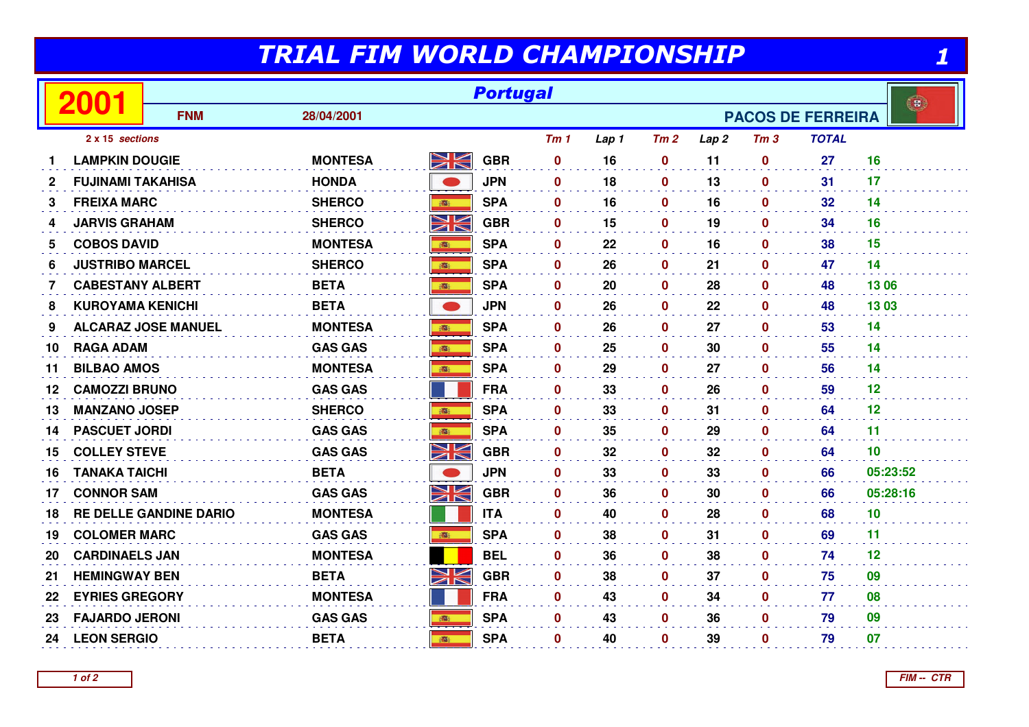# TRIAL FIM WORLD CHAMPIONSHIP

**2001** — *Portugal*

**FNM** — 28/04/2001 — **PACOS DE FERREIRA**

*2 x 15 sections*

| | | | | Tm 1 | Lap 1 | Tm 2 | Lap 2 | Tm 3 | TOTAL | |
|---|---|---|---|---|---|---|---|---|---|---|
| 1 | LAMPKIN DOUGIE | MONTESA | GBR | 0 | 16 | 0 | 11 | 0 | 27 | 16 |
| 2 | FUJINAMI TAKAHISA | HONDA | JPN | 0 | 18 | 0 | 13 | 0 | 31 | 17 |
| 3 | FREIXA MARC | SHERCO | SPA | 0 | 16 | 0 | 16 | 0 | 32 | 14 |
| 4 | JARVIS GRAHAM | SHERCO | GBR | 0 | 15 | 0 | 19 | 0 | 34 | 16 |
| 5 | COBOS DAVID | MONTESA | SPA | 0 | 22 | 0 | 16 | 0 | 38 | 15 |
| 6 | JUSTRIBO MARCEL | SHERCO | SPA | 0 | 26 | 0 | 21 | 0 | 47 | 14 |
| 7 | CABESTANY ALBERT | BETA | SPA | 0 | 20 | 0 | 28 | 0 | 48 | 13 06 |
| 8 | KUROYAMA KENICHI | BETA | JPN | 0 | 26 | 0 | 22 | 0 | 48 | 13 03 |
| 9 | ALCARAZ JOSE MANUEL | MONTESA | SPA | 0 | 26 | 0 | 27 | 0 | 53 | 14 |
| 10 | RAGA ADAM | GAS GAS | SPA | 0 | 25 | 0 | 30 | 0 | 55 | 14 |
| 11 | BILBAO AMOS | MONTESA | SPA | 0 | 29 | 0 | 27 | 0 | 56 | 14 |
| 12 | CAMOZZI BRUNO | GAS GAS | FRA | 0 | 33 | 0 | 26 | 0 | 59 | 12 |
| 13 | MANZANO JOSEP | SHERCO | SPA | 0 | 33 | 0 | 31 | 0 | 64 | 12 |
| 14 | PASCUET JORDI | GAS GAS | SPA | 0 | 35 | 0 | 29 | 0 | 64 | 11 |
| 15 | COLLEY STEVE | GAS GAS | GBR | 0 | 32 | 0 | 32 | 0 | 64 | 10 |
| 16 | TANAKA TAICHI | BETA | JPN | 0 | 33 | 0 | 33 | 0 | 66 | 05:23:52 |
| 17 | CONNOR SAM | GAS GAS | GBR | 0 | 36 | 0 | 30 | 0 | 66 | 05:28:16 |
| 18 | RE DELLE GANDINE DARIO | MONTESA | ITA | 0 | 40 | 0 | 28 | 0 | 68 | 10 |
| 19 | COLOMER MARC | GAS GAS | SPA | 0 | 38 | 0 | 31 | 0 | 69 | 11 |
| 20 | CARDINAELS JAN | MONTESA | BEL | 0 | 36 | 0 | 38 | 0 | 74 | 12 |
| 21 | HEMINGWAY BEN | BETA | GBR | 0 | 38 | 0 | 37 | 0 | 75 | 09 |
| 22 | EYRIES GREGORY | MONTESA | FRA | 0 | 43 | 0 | 34 | 0 | 77 | 08 |
| 23 | FAJARDO JERONI | GAS GAS | SPA | 0 | 43 | 0 | 36 | 0 | 79 | 09 |
| 24 | LEON SERGIO | BETA | SPA | 0 | 40 | 0 | 39 | 0 | 79 | 07 |

FIM -- CTR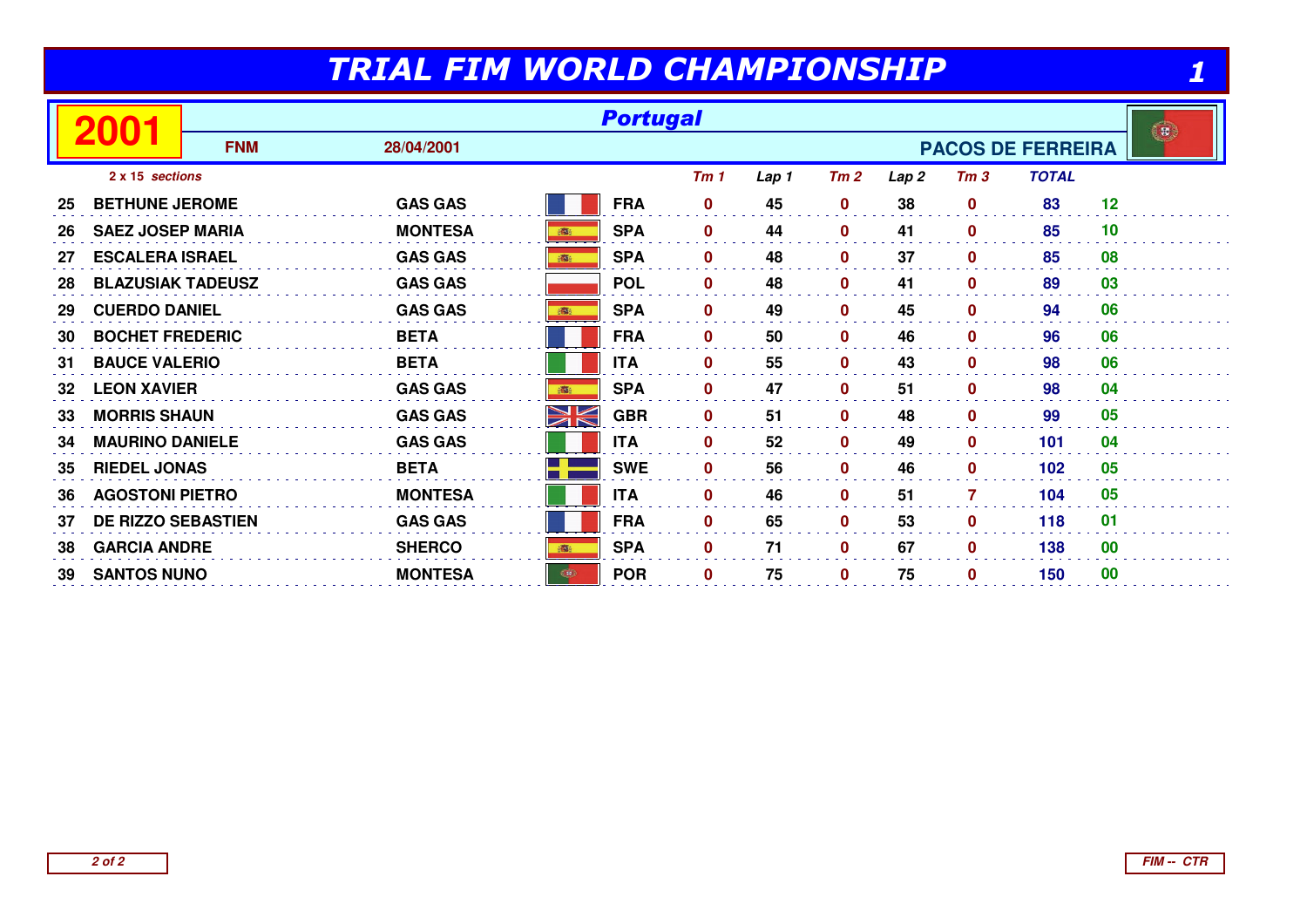# TRIAL FIM WORLD CHAMPIONSHIP

**2001**

***Portugal***

**FNM** — **28/04/2001** — **PACOS DE FERREIRA**

*2 x 15 sections*

| | | | | *Tm 1* | *Lap 1* | *Tm 2* | *Lap 2* | *Tm 3* | *TOTAL* | |
|---|---|---|---|---|---|---|---|---|---|---|
| 25 | BETHUNE JEROME | GAS GAS | FRA | 0 | 45 | 0 | 38 | 0 | 83 | 12 |
| 26 | SAEZ JOSEP MARIA | MONTESA | SPA | 0 | 44 | 0 | 41 | 0 | 85 | 10 |
| 27 | ESCALERA ISRAEL | GAS GAS | SPA | 0 | 48 | 0 | 37 | 0 | 85 | 08 |
| 28 | BLAZUSIAK TADEUSZ | GAS GAS | POL | 0 | 48 | 0 | 41 | 0 | 89 | 03 |
| 29 | CUERDO DANIEL | GAS GAS | SPA | 0 | 49 | 0 | 45 | 0 | 94 | 06 |
| 30 | BOCHET FREDERIC | BETA | FRA | 0 | 50 | 0 | 46 | 0 | 96 | 06 |
| 31 | BAUCE VALERIO | BETA | ITA | 0 | 55 | 0 | 43 | 0 | 98 | 06 |
| 32 | LEON XAVIER | GAS GAS | SPA | 0 | 47 | 0 | 51 | 0 | 98 | 04 |
| 33 | MORRIS SHAUN | GAS GAS | GBR | 0 | 51 | 0 | 48 | 0 | 99 | 05 |
| 34 | MAURINO DANIELE | GAS GAS | ITA | 0 | 52 | 0 | 49 | 0 | 101 | 04 |
| 35 | RIEDEL JONAS | BETA | SWE | 0 | 56 | 0 | 46 | 0 | 102 | 05 |
| 36 | AGOSTONI PIETRO | MONTESA | ITA | 0 | 46 | 0 | 51 | 7 | 104 | 05 |
| 37 | DE RIZZO SEBASTIEN | GAS GAS | FRA | 0 | 65 | 0 | 53 | 0 | 118 | 01 |
| 38 | GARCIA ANDRE | SHERCO | SPA | 0 | 71 | 0 | 67 | 0 | 138 | 00 |
| 39 | SANTOS NUNO | MONTESA | POR | 0 | 75 | 0 | 75 | 0 | 150 | 00 |

*FIM -- CTR*